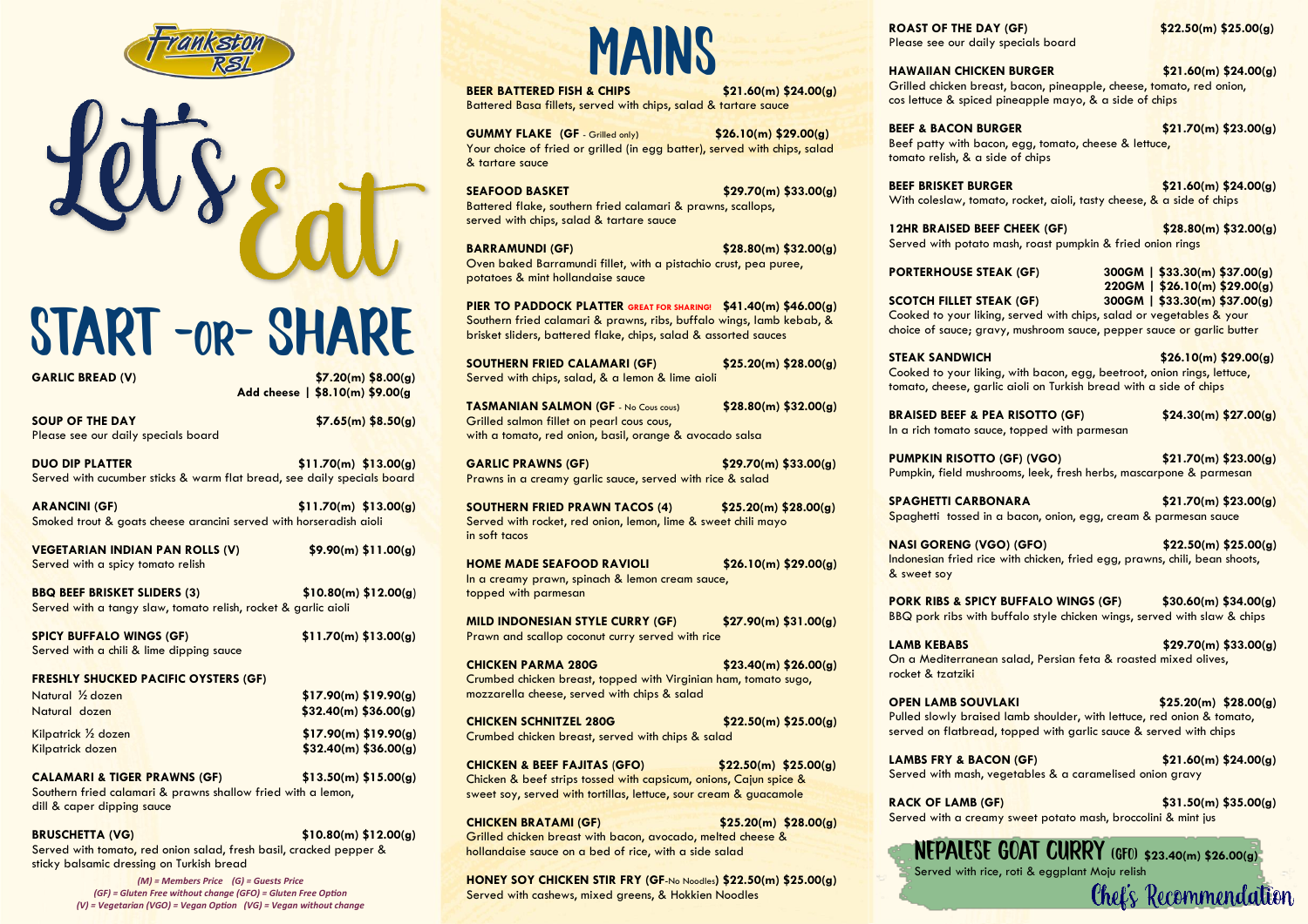Frankston RSL

# Let's Eat

## START -OR- SHARE

**GARLIC BREAD (V)** $7.20(m) $8.00(g)
Add cheese | $8.10(m) $9.00(g)

**SOUP OF THE DAY** $7.65(m) $8.50(g)
Please see our daily specials board

**DUO DIP PLATTER** $11.70(m) $13.00(g)
Served with cucumber sticks & warm flat bread, see daily specials board

**ARANCINI (GF)** $11.70(m) $13.00(g)
Smoked trout & goats cheese arancini served with horseradish aioli

**VEGETARIAN INDIAN PAN ROLLS (V)** $9.90(m) $11.00(g)
Served with a spicy tomato relish

**BBQ BEEF BRISKET SLIDERS (3)** $10.80(m) $12.00(g)
Served with a tangy slaw, tomato relish, rocket & garlic aioli

**SPICY BUFFALO WINGS (GF)** $11.70(m) $13.00(g)
Served with a chili & lime dipping sauce

**FRESHLY SHUCKED PACIFIC OYSTERS (GF)**
Natural ½ dozen $17.90(m) $19.90(g)
Natural dozen $32.40(m) $36.00(g)
Kilpatrick ½ dozen $17.90(m) $19.90(g)
Kilpatrick dozen $32.40(m) $36.00(g)

**CALAMARI & TIGER PRAWNS (GF)** $13.50(m) $15.00(g)
Southern fried calamari & prawns shallow fried with a lemon, dill & caper dipping sauce

**BRUSCHETTA (VG)** $10.80(m) $12.00(g)
Served with tomato, red onion salad, fresh basil, cracked pepper & sticky balsamic dressing on Turkish bread

*(M) = Members Price (G) = Guests Price*
*(GF) = Gluten Free without change (GFO) = Gluten Free Option*
*(V) = Vegetarian (VGO) = Vegan Option (VG) = Vegan without change*

## MAINS

**BEER BATTERED FISH & CHIPS** $21.60(m) $24.00(g)
Battered Basa fillets, served with chips, salad & tartare sauce

**GUMMY FLAKE (GF - Grilled only)** $26.10(m) $29.00(g)
Your choice of fried or grilled (in egg batter), served with chips, salad & tartare sauce

**SEAFOOD BASKET** $29.70(m) $33.00(g)
Battered flake, southern fried calamari & prawns, scallops, served with chips, salad & tartare sauce

**BARRAMUNDI (GF)** $28.80(m) $32.00(g)
Oven baked Barramundi fillet, with a pistachio crust, pea puree, potatoes & mint hollandaise sauce

**PIER TO PADDOCK PLATTER** GREAT FOR SHARING! $41.40(m) $46.00(g)
Southern fried calamari & prawns, ribs, buffalo wings, lamb kebab, & brisket sliders, battered flake, chips, salad & assorted sauces

**SOUTHERN FRIED CALAMARI (GF)** $25.20(m) $28.00(g)
Served with chips, salad, & a lemon & lime aioli

**TASMANIAN SALMON (GF - No Cous cous)** $28.80(m) $32.00(g)
Grilled salmon fillet on pearl cous cous, with a tomato, red onion, basil, orange & avocado salsa

**GARLIC PRAWNS (GF)** $29.70(m) $33.00(g)
Prawns in a creamy garlic sauce, served with rice & salad

**SOUTHERN FRIED PRAWN TACOS (4)** $25.20(m) $28.00(g)
Served with rocket, red onion, lemon, lime & sweet chili mayo in soft tacos

**HOME MADE SEAFOOD RAVIOLI** $26.10(m) $29.00(g)
In a creamy prawn, spinach & lemon cream sauce, topped with parmesan

**MILD INDONESIAN STYLE CURRY (GF)** $27.90(m) $31.00(g)
Prawn and scallop coconut curry served with rice

**CHICKEN PARMA 280G** $23.40(m) $26.00(g)
Crumbed chicken breast, topped with Virginian ham, tomato sugo, mozzarella cheese, served with chips & salad

**CHICKEN SCHNITZEL 280G** $22.50(m) $25.00(g)
Crumbed chicken breast, served with chips & salad

**CHICKEN & BEEF FAJITAS (GFO)** $22.50(m) $25.00(g)
Chicken & beef strips tossed with capsicum, onions, Cajun spice & sweet soy, served with tortillas, lettuce, sour cream & guacamole

**CHICKEN BRATAMI (GF)** $25.20(m) $28.00(g)
Grilled chicken breast with bacon, avocado, melted cheese & hollandaise sauce on a bed of rice, with a side salad

**HONEY SOY CHICKEN STIR FRY (GF-No Noodles)** $22.50(m) $25.00(g)
Served with cashews, mixed greens, & Hokkien Noodles

**ROAST OF THE DAY (GF)** $22.50(m) $25.00(g)
Please see our daily specials board

**HAWAIIAN CHICKEN BURGER** $21.60(m) $24.00(g)
Grilled chicken breast, bacon, pineapple, cheese, tomato, red onion, cos lettuce & spiced pineapple mayo, & a side of chips

**BEEF & BACON BURGER** $21.70(m) $23.00(g)
Beef patty with bacon, egg, tomato, cheese & lettuce, tomato relish, & a side of chips

**BEEF BRISKET BURGER** $21.60(m) $24.00(g)
With coleslaw, tomato, rocket, aioli, tasty cheese, & a side of chips

**12HR BRAISED BEEF CHEEK (GF)** $28.80(m) $32.00(g)
Served with potato mash, roast pumpkin & fried onion rings

**PORTERHOUSE STEAK (GF)** 300GM | $33.30(m) $37.00(g)
220GM | $26.10(m) $29.00(g)
**SCOTCH FILLET STEAK (GF)** 300GM | $33.30(m) $37.00(g)
Cooked to your liking, served with chips, salad or vegetables & your choice of sauce; gravy, mushroom sauce, pepper sauce or garlic butter

**STEAK SANDWICH** $26.10(m) $29.00(g)
Cooked to your liking, with bacon, egg, beetroot, onion rings, lettuce, tomato, cheese, garlic aioli on Turkish bread with a side of chips

**BRAISED BEEF & PEA RISOTTO (GF)** $24.30(m) $27.00(g)
In a rich tomato sauce, topped with parmesan

**PUMPKIN RISOTTO (GF) (VGO)** $21.70(m) $23.00(g)
Pumpkin, field mushrooms, leek, fresh herbs, mascarpone & parmesan

**SPAGHETTI CARBONARA** $21.70(m) $23.00(g)
Spaghetti tossed in a bacon, onion, egg, cream & parmesan sauce

**NASI GORENG (VGO) (GFO)** $22.50(m) $25.00(g)
Indonesian fried rice with chicken, fried egg, prawns, chili, bean shoots, & sweet soy

**PORK RIBS & SPICY BUFFALO WINGS (GF)** $30.60(m) $34.00(g)
BBQ pork ribs with buffalo style chicken wings, served with slaw & chips

**LAMB KEBABS** $29.70(m) $33.00(g)
On a Mediterranean salad, Persian feta & roasted mixed olives, rocket & tzatziki

**OPEN LAMB SOUVLAKI** $25.20(m) $28.00(g)
Pulled slowly braised lamb shoulder, with lettuce, red onion & tomato, served on flatbread, topped with garlic sauce & served with chips

**LAMBS FRY & BACON (GF)** $21.60(m) $24.00(g)
Served with mash, vegetables & a caramelised onion gravy

**RACK OF LAMB (GF)** $31.50(m) $35.00(g)
Served with a creamy sweet potato mash, broccolini & mint jus

**NEPALESE GOAT CURRY (GFO)** $23.40(m) $26.00(g)
Served with rice, roti & eggplant Moju relish

*Chef's Recommendation*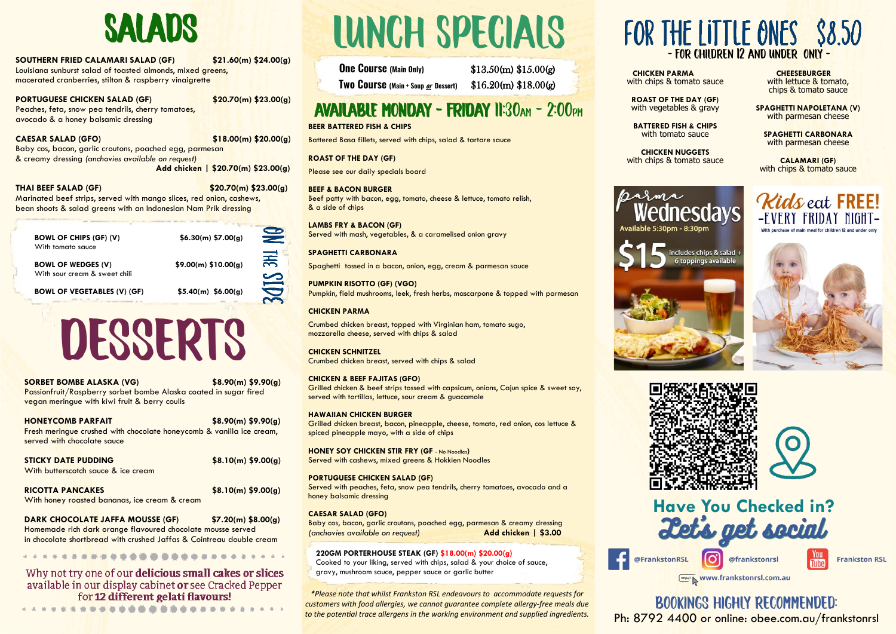# SALADS

**SOUTHERN FRIED CALAMARI SALAD (GF)** $21.60(m) $24.00(g)
Louisiana sunburst salad of toasted almonds, mixed greens, macerated cranberries, stilton & raspberry vinaigrette

**PORTUGUESE CHICKEN SALAD (GF)** $20.70(m) $23.00(g)
Peaches, feta, snow pea tendrils, cherry tomatoes, avocado & a honey balsamic dressing

**CAESAR SALAD (GFO)** $18.00(m) $20.00(g)
Baby cos, bacon, garlic croutons, poached egg, parmesan & creamy dressing *(anchovies available on request)*
**Add chicken** | **$20.70(m) $23.00(g)**

**THAI BEEF SALAD (GF)** $20.70(m) $23.00(g)
Marinated beef strips, served with mango slices, red onion, cashews, bean shoots & salad greens with an Indonesian Nam Prik dressing

## ON THE SIDE

**BOWL OF CHIPS (GF) (V)** $6.30(m) $7.00(g)
With tomato sauce

**BOWL OF WEDGES (V)** $9.00(m) $10.00(g)
With sour cream & sweet chili

**BOWL OF VEGETABLES (V) (GF)** $5.40(m) $6.00(g)

# DESSERTS

**SORBET BOMBE ALASKA (VG)** $8.90(m) $9.90(g)
Passionfruit/Raspberry sorbet bombe Alaska coated in sugar fired vegan meringue with kiwi fruit & berry coulis

**HONEYCOMB PARFAIT** $8.90(m) $9.90(g)
Fresh meringue crushed with chocolate honeycomb & vanilla ice cream, served with chocolate sauce

**STICKY DATE PUDDING** $8.10(m) $9.00(g)
With butterscotch sauce & ice cream

**RICOTTA PANCAKES** $8.10(m) $9.00(g)
With honey roasted bananas, ice cream & cream

**DARK CHOCOLATE JAFFA MOUSSE (GF)** $7.20(m) $8.00(g)
Homemade rich dark orange flavoured chocolate mousse served in chocolate shortbread with crushed Jaffas & Cointreau double cream

Why not try one of our **delicious small cakes or slices** available in our display cabinet **or** see Cracked Pepper for **12 different gelati flavours!**

# LUNCH SPECIALS

**One Course** (Main Only) $13.50(m) $15.00(g)
**Two Course** (Main + Soup *or* Dessert) $16.20(m) $18.00(g)

## AVAILABLE MONDAY - FRIDAY 11:30AM - 2:00PM

**BEER BATTERED FISH & CHIPS**
Battered Basa fillets, served with chips, salad & tartare sauce

**ROAST OF THE DAY (GF)**
Please see our daily specials board

**BEEF & BACON BURGER**
Beef patty with bacon, egg, tomato, cheese & lettuce, tomato relish, & a side of chips

**LAMBS FRY & BACON (GF)**
Served with mash, vegetables, & a caramelised onion gravy

**SPAGHETTI CARBONARA**
Spaghetti tossed in a bacon, onion, egg, cream & parmesan sauce

**PUMPKIN RISOTTO (GF) (VGO)**
Pumpkin, field mushrooms, leek, fresh herbs, mascarpone & topped with parmesan

**CHICKEN PARMA**
Crumbed chicken breast, topped with Virginian ham, tomato sugo, mozzarella cheese, served with chips & salad

**CHICKEN SCHNITZEL**
Crumbed chicken breast, served with chips & salad

**CHICKEN & BEEF FAJITAS (GFO)**
Grilled chicken & beef strips tossed with capsicum, onions, Cajun spice & sweet soy, served with tortillas, lettuce, sour cream & guacamole

**HAWAIIAN CHICKEN BURGER**
Grilled chicken breast, bacon, pineapple, cheese, tomato, red onion, cos lettuce & spiced pineapple mayo, with a side of chips

**HONEY SOY CHICKEN STIR FRY (GF** - No Noodles**)**
Served with cashews, mixed greens & Hokkien Noodles

**PORTUGUESE CHICKEN SALAD (GF)**
Served with peaches, feta, snow pea tendrils, cherry tomatoes, avocado and a honey balsamic dressing

**CAESAR SALAD (GFO)**
Baby cos, bacon, garlic croutons, poached egg, parmesan & creamy dressing
*(anchovies available on request)* **Add chicken | $3.00**

**220GM PORTERHOUSE STEAK (GF) $18.00(m) $20.00(g)**
Cooked to your liking, served with chips, salad & your choice of sauce, gravy, mushroom sauce, pepper sauce or garlic butter

*\*Please note that whilst Frankston RSL endeavours to accommodate requests for customers with food allergies, we cannot guarantee complete allergy-free meals due to the potential trace allergens in the working environment and supplied ingredients.*

# FOR THE LITTLE ONES $8.50

### - FOR CHILDREN 12 AND UNDER ONLY -

**CHICKEN PARMA**
with chips & tomato sauce

**ROAST OF THE DAY (GF)**
with vegetables & gravy

**BATTERED FISH & CHIPS**
with tomato sauce

**CHICKEN NUGGETS**
with chips & tomato sauce

**CHEESEBURGER**
with lettuce & tomato, chips & tomato sauce

**SPAGHETTI NAPOLETANA (V)**
with parmesan cheese

**SPAGHETTI CARBONARA**
with parmesan cheese

**CALAMARI (GF)**
with chips & tomato sauce

**Parma Wednesdays**
Available 5:30pm - 8:30pm
**$15** includes chips & salad + 6 toppings available

**Kids eat FREE!**
-EVERY FRIDAY NIGHT-
With purchase of main meal for children 12 and under only

## Have You Checked in?

**Let's get social**

@FrankstonRSL @frankstonrsl Frankston RSL

www.frankstonrsl.com.au

## BOOKINGS HIGHLY RECOMMENDED:

Ph: 8792 4400 or online: obee.com.au/frankstonrsl